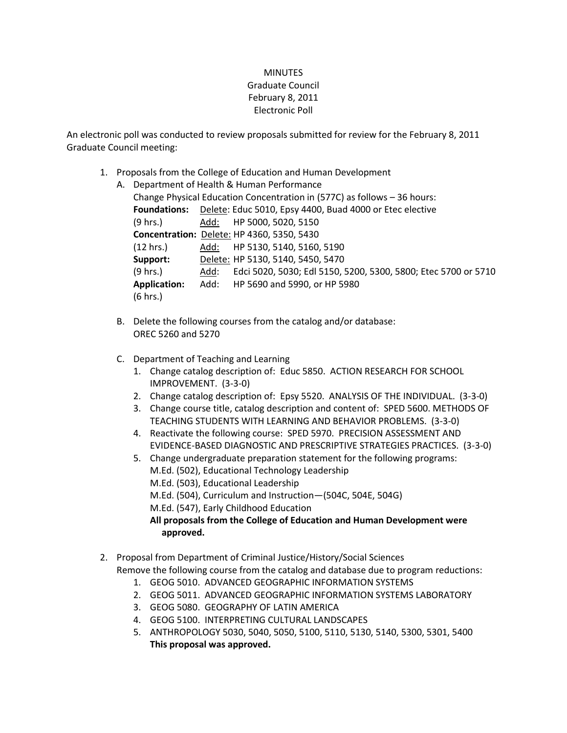MINUTES
Graduate Council
February 8, 2011
Electronic Poll

An electronic poll was conducted to review proposals submitted for review for the February 8, 2011 Graduate Council meeting:

1. Proposals from the College of Education and Human Development
   A. Department of Health & Human Performance
      Change Physical Education Concentration in (577C) as follows – 36 hours:

| | | |
|---|---|---|
| **Foundations:** | Delete: | Educ 5010, Epsy 4400, Buad 4000 or Etec elective |
| (9 hrs.) | Add: | HP 5000, 5020, 5150 |
| **Concentration:** | Delete: | HP 4360, 5350, 5430 |
| (12 hrs.) | Add: | HP 5130, 5140, 5160, 5190 |
| **Support:** | Delete: | HP 5130, 5140, 5450, 5470 |
| (9 hrs.) | Add: | Edci 5020, 5030; Edl 5150, 5200, 5300, 5800; Etec 5700 or 5710 |
| **Application:** | Add: | HP 5690 and 5990, or HP 5980 |
| (6 hrs.) | | |

   B. Delete the following courses from the catalog and/or database:
      OREC 5260 and 5270

   C. Department of Teaching and Learning
      1. Change catalog description of: Educ 5850. ACTION RESEARCH FOR SCHOOL IMPROVEMENT. (3-3-0)
      2. Change catalog description of: Epsy 5520. ANALYSIS OF THE INDIVIDUAL. (3-3-0)
      3. Change course title, catalog description and content of: SPED 5600. METHODS OF TEACHING STUDENTS WITH LEARNING AND BEHAVIOR PROBLEMS. (3-3-0)
      4. Reactivate the following course: SPED 5970. PRECISION ASSESSMENT AND EVIDENCE-BASED DIAGNOSTIC AND PRESCRIPTIVE STRATEGIES PRACTICES. (3-3-0)
      5. Change undergraduate preparation statement for the following programs:
         M.Ed. (502), Educational Technology Leadership
         M.Ed. (503), Educational Leadership
         M.Ed. (504), Curriculum and Instruction—(504C, 504E, 504G)
         M.Ed. (547), Early Childhood Education

         **All proposals from the College of Education and Human Development were approved.**

2. Proposal from Department of Criminal Justice/History/Social Sciences
   Remove the following course from the catalog and database due to program reductions:
   1. GEOG 5010. ADVANCED GEOGRAPHIC INFORMATION SYSTEMS
   2. GEOG 5011. ADVANCED GEOGRAPHIC INFORMATION SYSTEMS LABORATORY
   3. GEOG 5080. GEOGRAPHY OF LATIN AMERICA
   4. GEOG 5100. INTERPRETING CULTURAL LANDSCAPES
   5. ANTHROPOLOGY 5030, 5040, 5050, 5100, 5110, 5130, 5140, 5300, 5301, 5400

   **This proposal was approved.**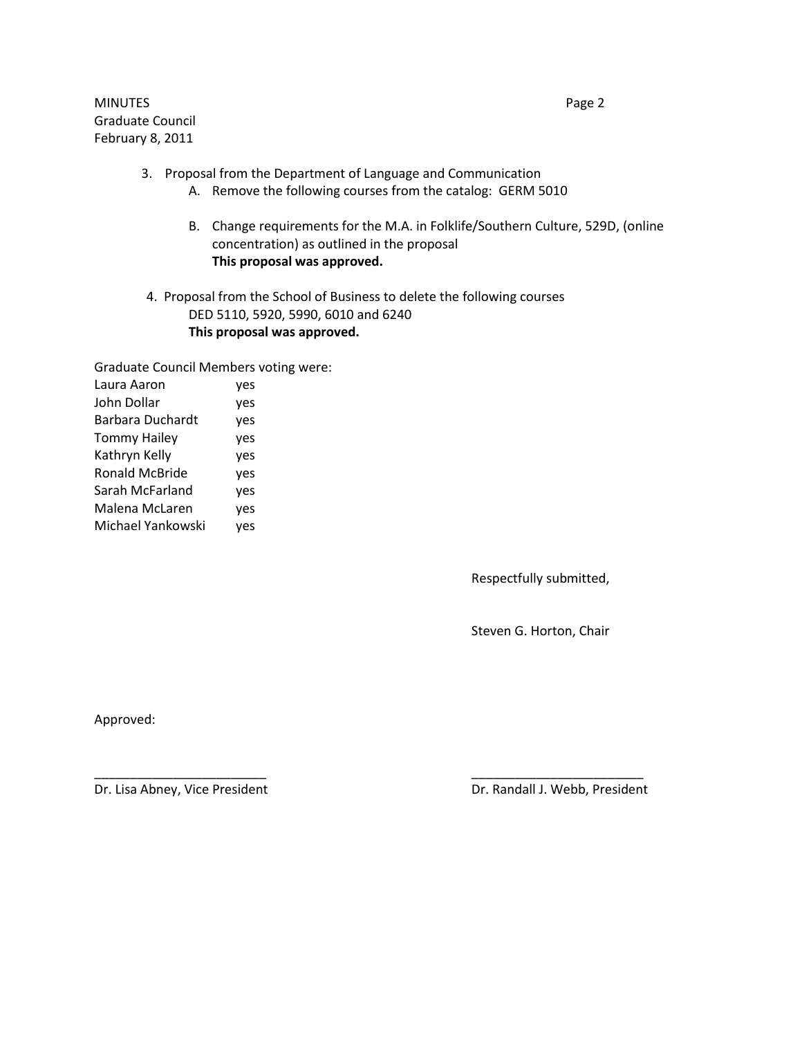3. Proposal from the Department of Language and Communication
   - A. Remove the following courses from the catalog: GERM 5010
   - B. Change requirements for the M.A. in Folklife/Southern Culture, 529D, (online concentration) as outlined in the proposal
     **This proposal was approved.**

4. Proposal from the School of Business to delete the following courses
   DED 5110, 5920, 5990, 6010 and 6240
   **This proposal was approved.**

Graduate Council Members voting were:

| | |
|---|---|
| Laura Aaron | yes |
| John Dollar | yes |
| Barbara Duchardt | yes |
| Tommy Hailey | yes |
| Kathryn Kelly | yes |
| Ronald McBride | yes |
| Sarah McFarland | yes |
| Malena McLaren | yes |
| Michael Yankowski | yes |

Respectfully submitted,

Steven G. Horton, Chair

Approved:

________________________
Dr. Lisa Abney, Vice President

________________________
Dr. Randall J. Webb, President